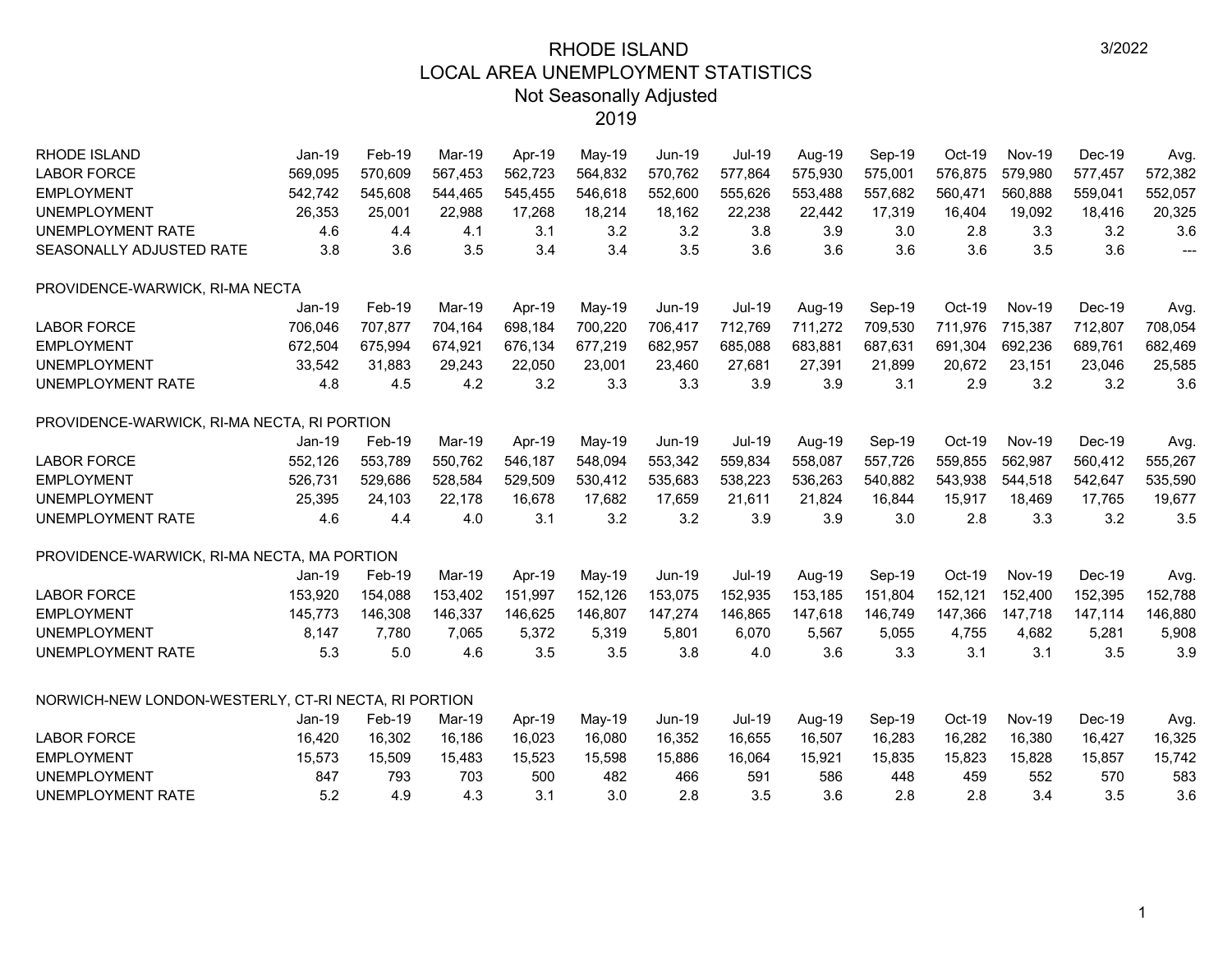# RHODE ISLAND
## LOCAL AREA UNEMPLOYMENT STATISTICS
### Not Seasonally Adjusted
### 2019

3/2022

| RHODE ISLAND | Jan-19 | Feb-19 | Mar-19 | Apr-19 | May-19 | Jun-19 | Jul-19 | Aug-19 | Sep-19 | Oct-19 | Nov-19 | Dec-19 | Avg. |
|---|---|---|---|---|---|---|---|---|---|---|---|---|---|
| LABOR FORCE | 569,095 | 570,609 | 567,453 | 562,723 | 564,832 | 570,762 | 577,864 | 575,930 | 575,001 | 576,875 | 579,980 | 577,457 | 572,382 |
| EMPLOYMENT | 542,742 | 545,608 | 544,465 | 545,455 | 546,618 | 552,600 | 555,626 | 553,488 | 557,682 | 560,471 | 560,888 | 559,041 | 552,057 |
| UNEMPLOYMENT | 26,353 | 25,001 | 22,988 | 17,268 | 18,214 | 18,162 | 22,238 | 22,442 | 17,319 | 16,404 | 19,092 | 18,416 | 20,325 |
| UNEMPLOYMENT RATE | 4.6 | 4.4 | 4.1 | 3.1 | 3.2 | 3.2 | 3.8 | 3.9 | 3.0 | 2.8 | 3.3 | 3.2 | 3.6 |
| SEASONALLY ADJUSTED RATE | 3.8 | 3.6 | 3.5 | 3.4 | 3.4 | 3.5 | 3.6 | 3.6 | 3.6 | 3.6 | 3.5 | 3.6 | --- |

PROVIDENCE-WARWICK, RI-MA NECTA

| | Jan-19 | Feb-19 | Mar-19 | Apr-19 | May-19 | Jun-19 | Jul-19 | Aug-19 | Sep-19 | Oct-19 | Nov-19 | Dec-19 | Avg. |
|---|---|---|---|---|---|---|---|---|---|---|---|---|---|
| LABOR FORCE | 706,046 | 707,877 | 704,164 | 698,184 | 700,220 | 706,417 | 712,769 | 711,272 | 709,530 | 711,976 | 715,387 | 712,807 | 708,054 |
| EMPLOYMENT | 672,504 | 675,994 | 674,921 | 676,134 | 677,219 | 682,957 | 685,088 | 683,881 | 687,631 | 691,304 | 692,236 | 689,761 | 682,469 |
| UNEMPLOYMENT | 33,542 | 31,883 | 29,243 | 22,050 | 23,001 | 23,460 | 27,681 | 27,391 | 21,899 | 20,672 | 23,151 | 23,046 | 25,585 |
| UNEMPLOYMENT RATE | 4.8 | 4.5 | 4.2 | 3.2 | 3.3 | 3.3 | 3.9 | 3.9 | 3.1 | 2.9 | 3.2 | 3.2 | 3.6 |

PROVIDENCE-WARWICK, RI-MA NECTA, RI PORTION

| | Jan-19 | Feb-19 | Mar-19 | Apr-19 | May-19 | Jun-19 | Jul-19 | Aug-19 | Sep-19 | Oct-19 | Nov-19 | Dec-19 | Avg. |
|---|---|---|---|---|---|---|---|---|---|---|---|---|---|
| LABOR FORCE | 552,126 | 553,789 | 550,762 | 546,187 | 548,094 | 553,342 | 559,834 | 558,087 | 557,726 | 559,855 | 562,987 | 560,412 | 555,267 |
| EMPLOYMENT | 526,731 | 529,686 | 528,584 | 529,509 | 530,412 | 535,683 | 538,223 | 536,263 | 540,882 | 543,938 | 544,518 | 542,647 | 535,590 |
| UNEMPLOYMENT | 25,395 | 24,103 | 22,178 | 16,678 | 17,682 | 17,659 | 21,611 | 21,824 | 16,844 | 15,917 | 18,469 | 17,765 | 19,677 |
| UNEMPLOYMENT RATE | 4.6 | 4.4 | 4.0 | 3.1 | 3.2 | 3.2 | 3.9 | 3.9 | 3.0 | 2.8 | 3.3 | 3.2 | 3.5 |

PROVIDENCE-WARWICK, RI-MA NECTA, MA PORTION

| | Jan-19 | Feb-19 | Mar-19 | Apr-19 | May-19 | Jun-19 | Jul-19 | Aug-19 | Sep-19 | Oct-19 | Nov-19 | Dec-19 | Avg. |
|---|---|---|---|---|---|---|---|---|---|---|---|---|---|
| LABOR FORCE | 153,920 | 154,088 | 153,402 | 151,997 | 152,126 | 153,075 | 152,935 | 153,185 | 151,804 | 152,121 | 152,400 | 152,395 | 152,788 |
| EMPLOYMENT | 145,773 | 146,308 | 146,337 | 146,625 | 146,807 | 147,274 | 146,865 | 147,618 | 146,749 | 147,366 | 147,718 | 147,114 | 146,880 |
| UNEMPLOYMENT | 8,147 | 7,780 | 7,065 | 5,372 | 5,319 | 5,801 | 6,070 | 5,567 | 5,055 | 4,755 | 4,682 | 5,281 | 5,908 |
| UNEMPLOYMENT RATE | 5.3 | 5.0 | 4.6 | 3.5 | 3.5 | 3.8 | 4.0 | 3.6 | 3.3 | 3.1 | 3.1 | 3.5 | 3.9 |

NORWICH-NEW LONDON-WESTERLY, CT-RI NECTA, RI PORTION

| | Jan-19 | Feb-19 | Mar-19 | Apr-19 | May-19 | Jun-19 | Jul-19 | Aug-19 | Sep-19 | Oct-19 | Nov-19 | Dec-19 | Avg. |
|---|---|---|---|---|---|---|---|---|---|---|---|---|---|
| LABOR FORCE | 16,420 | 16,302 | 16,186 | 16,023 | 16,080 | 16,352 | 16,655 | 16,507 | 16,283 | 16,282 | 16,380 | 16,427 | 16,325 |
| EMPLOYMENT | 15,573 | 15,509 | 15,483 | 15,523 | 15,598 | 15,886 | 16,064 | 15,921 | 15,835 | 15,823 | 15,828 | 15,857 | 15,742 |
| UNEMPLOYMENT | 847 | 793 | 703 | 500 | 482 | 466 | 591 | 586 | 448 | 459 | 552 | 570 | 583 |
| UNEMPLOYMENT RATE | 5.2 | 4.9 | 4.3 | 3.1 | 3.0 | 2.8 | 3.5 | 3.6 | 2.8 | 2.8 | 3.4 | 3.5 | 3.6 |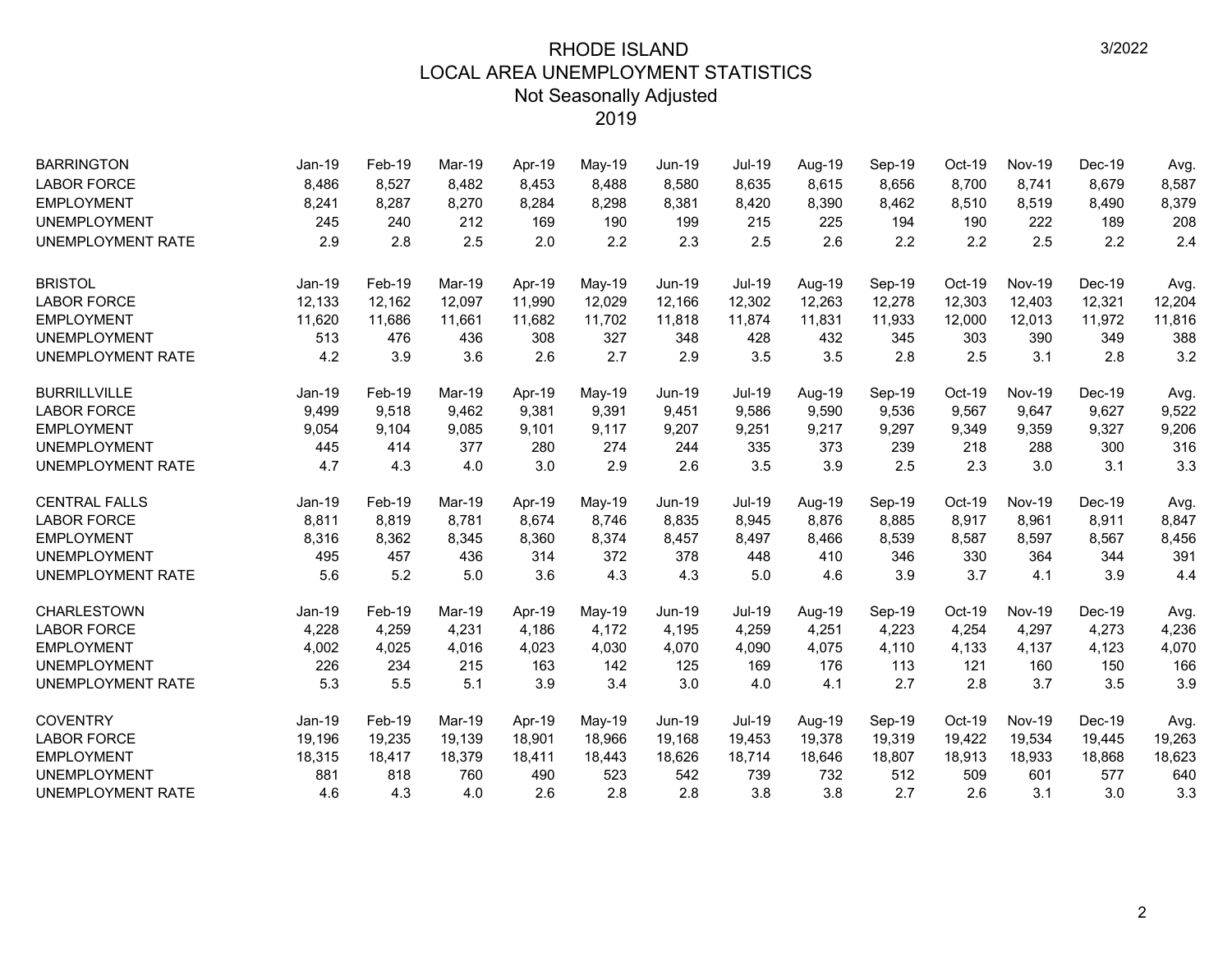# RHODE ISLAND
## LOCAL AREA UNEMPLOYMENT STATISTICS
### Not Seasonally Adjusted
### 2019

| BARRINGTON | Jan-19 | Feb-19 | Mar-19 | Apr-19 | May-19 | Jun-19 | Jul-19 | Aug-19 | Sep-19 | Oct-19 | Nov-19 | Dec-19 | Avg. |
|---|---|---|---|---|---|---|---|---|---|---|---|---|---|
| LABOR FORCE | 8,486 | 8,527 | 8,482 | 8,453 | 8,488 | 8,580 | 8,635 | 8,615 | 8,656 | 8,700 | 8,741 | 8,679 | 8,587 |
| EMPLOYMENT | 8,241 | 8,287 | 8,270 | 8,284 | 8,298 | 8,381 | 8,420 | 8,390 | 8,462 | 8,510 | 8,519 | 8,490 | 8,379 |
| UNEMPLOYMENT | 245 | 240 | 212 | 169 | 190 | 199 | 215 | 225 | 194 | 190 | 222 | 189 | 208 |
| UNEMPLOYMENT RATE | 2.9 | 2.8 | 2.5 | 2.0 | 2.2 | 2.3 | 2.5 | 2.6 | 2.2 | 2.2 | 2.5 | 2.2 | 2.4 |

| BRISTOL | Jan-19 | Feb-19 | Mar-19 | Apr-19 | May-19 | Jun-19 | Jul-19 | Aug-19 | Sep-19 | Oct-19 | Nov-19 | Dec-19 | Avg. |
|---|---|---|---|---|---|---|---|---|---|---|---|---|---|
| LABOR FORCE | 12,133 | 12,162 | 12,097 | 11,990 | 12,029 | 12,166 | 12,302 | 12,263 | 12,278 | 12,303 | 12,403 | 12,321 | 12,204 |
| EMPLOYMENT | 11,620 | 11,686 | 11,661 | 11,682 | 11,702 | 11,818 | 11,874 | 11,831 | 11,933 | 12,000 | 12,013 | 11,972 | 11,816 |
| UNEMPLOYMENT | 513 | 476 | 436 | 308 | 327 | 348 | 428 | 432 | 345 | 303 | 390 | 349 | 388 |
| UNEMPLOYMENT RATE | 4.2 | 3.9 | 3.6 | 2.6 | 2.7 | 2.9 | 3.5 | 3.5 | 2.8 | 2.5 | 3.1 | 2.8 | 3.2 |

| BURRILLVILLE | Jan-19 | Feb-19 | Mar-19 | Apr-19 | May-19 | Jun-19 | Jul-19 | Aug-19 | Sep-19 | Oct-19 | Nov-19 | Dec-19 | Avg. |
|---|---|---|---|---|---|---|---|---|---|---|---|---|---|
| LABOR FORCE | 9,499 | 9,518 | 9,462 | 9,381 | 9,391 | 9,451 | 9,586 | 9,590 | 9,536 | 9,567 | 9,647 | 9,627 | 9,522 |
| EMPLOYMENT | 9,054 | 9,104 | 9,085 | 9,101 | 9,117 | 9,207 | 9,251 | 9,217 | 9,297 | 9,349 | 9,359 | 9,327 | 9,206 |
| UNEMPLOYMENT | 445 | 414 | 377 | 280 | 274 | 244 | 335 | 373 | 239 | 218 | 288 | 300 | 316 |
| UNEMPLOYMENT RATE | 4.7 | 4.3 | 4.0 | 3.0 | 2.9 | 2.6 | 3.5 | 3.9 | 2.5 | 2.3 | 3.0 | 3.1 | 3.3 |

| CENTRAL FALLS | Jan-19 | Feb-19 | Mar-19 | Apr-19 | May-19 | Jun-19 | Jul-19 | Aug-19 | Sep-19 | Oct-19 | Nov-19 | Dec-19 | Avg. |
|---|---|---|---|---|---|---|---|---|---|---|---|---|---|
| LABOR FORCE | 8,811 | 8,819 | 8,781 | 8,674 | 8,746 | 8,835 | 8,945 | 8,876 | 8,885 | 8,917 | 8,961 | 8,911 | 8,847 |
| EMPLOYMENT | 8,316 | 8,362 | 8,345 | 8,360 | 8,374 | 8,457 | 8,497 | 8,466 | 8,539 | 8,587 | 8,597 | 8,567 | 8,456 |
| UNEMPLOYMENT | 495 | 457 | 436 | 314 | 372 | 378 | 448 | 410 | 346 | 330 | 364 | 344 | 391 |
| UNEMPLOYMENT RATE | 5.6 | 5.2 | 5.0 | 3.6 | 4.3 | 4.3 | 5.0 | 4.6 | 3.9 | 3.7 | 4.1 | 3.9 | 4.4 |

| CHARLESTOWN | Jan-19 | Feb-19 | Mar-19 | Apr-19 | May-19 | Jun-19 | Jul-19 | Aug-19 | Sep-19 | Oct-19 | Nov-19 | Dec-19 | Avg. |
|---|---|---|---|---|---|---|---|---|---|---|---|---|---|
| LABOR FORCE | 4,228 | 4,259 | 4,231 | 4,186 | 4,172 | 4,195 | 4,259 | 4,251 | 4,223 | 4,254 | 4,297 | 4,273 | 4,236 |
| EMPLOYMENT | 4,002 | 4,025 | 4,016 | 4,023 | 4,030 | 4,070 | 4,090 | 4,075 | 4,110 | 4,133 | 4,137 | 4,123 | 4,070 |
| UNEMPLOYMENT | 226 | 234 | 215 | 163 | 142 | 125 | 169 | 176 | 113 | 121 | 160 | 150 | 166 |
| UNEMPLOYMENT RATE | 5.3 | 5.5 | 5.1 | 3.9 | 3.4 | 3.0 | 4.0 | 4.1 | 2.7 | 2.8 | 3.7 | 3.5 | 3.9 |

| COVENTRY | Jan-19 | Feb-19 | Mar-19 | Apr-19 | May-19 | Jun-19 | Jul-19 | Aug-19 | Sep-19 | Oct-19 | Nov-19 | Dec-19 | Avg. |
|---|---|---|---|---|---|---|---|---|---|---|---|---|---|
| LABOR FORCE | 19,196 | 19,235 | 19,139 | 18,901 | 18,966 | 19,168 | 19,453 | 19,378 | 19,319 | 19,422 | 19,534 | 19,445 | 19,263 |
| EMPLOYMENT | 18,315 | 18,417 | 18,379 | 18,411 | 18,443 | 18,626 | 18,714 | 18,646 | 18,807 | 18,913 | 18,933 | 18,868 | 18,623 |
| UNEMPLOYMENT | 881 | 818 | 760 | 490 | 523 | 542 | 739 | 732 | 512 | 509 | 601 | 577 | 640 |
| UNEMPLOYMENT RATE | 4.6 | 4.3 | 4.0 | 2.6 | 2.8 | 2.8 | 3.8 | 3.8 | 2.7 | 2.6 | 3.1 | 3.0 | 3.3 |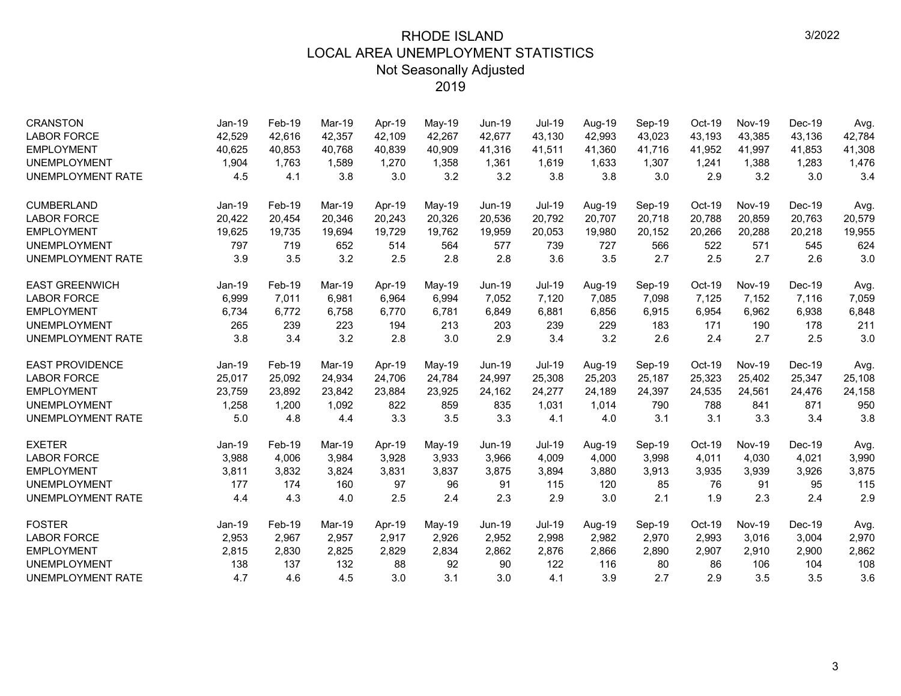# RHODE ISLAND
## LOCAL AREA UNEMPLOYMENT STATISTICS
### Not Seasonally Adjusted
### 2019

| CRANSTON | Jan-19 | Feb-19 | Mar-19 | Apr-19 | May-19 | Jun-19 | Jul-19 | Aug-19 | Sep-19 | Oct-19 | Nov-19 | Dec-19 | Avg. |
|---|---|---|---|---|---|---|---|---|---|---|---|---|---|
| LABOR FORCE | 42,529 | 42,616 | 42,357 | 42,109 | 42,267 | 42,677 | 43,130 | 42,993 | 43,023 | 43,193 | 43,385 | 43,136 | 42,784 |
| EMPLOYMENT | 40,625 | 40,853 | 40,768 | 40,839 | 40,909 | 41,316 | 41,511 | 41,360 | 41,716 | 41,952 | 41,997 | 41,853 | 41,308 |
| UNEMPLOYMENT | 1,904 | 1,763 | 1,589 | 1,270 | 1,358 | 1,361 | 1,619 | 1,633 | 1,307 | 1,241 | 1,388 | 1,283 | 1,476 |
| UNEMPLOYMENT RATE | 4.5 | 4.1 | 3.8 | 3.0 | 3.2 | 3.2 | 3.8 | 3.8 | 3.0 | 2.9 | 3.2 | 3.0 | 3.4 |

| CUMBERLAND | Jan-19 | Feb-19 | Mar-19 | Apr-19 | May-19 | Jun-19 | Jul-19 | Aug-19 | Sep-19 | Oct-19 | Nov-19 | Dec-19 | Avg. |
|---|---|---|---|---|---|---|---|---|---|---|---|---|---|
| LABOR FORCE | 20,422 | 20,454 | 20,346 | 20,243 | 20,326 | 20,536 | 20,792 | 20,707 | 20,718 | 20,788 | 20,859 | 20,763 | 20,579 |
| EMPLOYMENT | 19,625 | 19,735 | 19,694 | 19,729 | 19,762 | 19,959 | 20,053 | 19,980 | 20,152 | 20,266 | 20,288 | 20,218 | 19,955 |
| UNEMPLOYMENT | 797 | 719 | 652 | 514 | 564 | 577 | 739 | 727 | 566 | 522 | 571 | 545 | 624 |
| UNEMPLOYMENT RATE | 3.9 | 3.5 | 3.2 | 2.5 | 2.8 | 2.8 | 3.6 | 3.5 | 2.7 | 2.5 | 2.7 | 2.6 | 3.0 |

| EAST GREENWICH | Jan-19 | Feb-19 | Mar-19 | Apr-19 | May-19 | Jun-19 | Jul-19 | Aug-19 | Sep-19 | Oct-19 | Nov-19 | Dec-19 | Avg. |
|---|---|---|---|---|---|---|---|---|---|---|---|---|---|
| LABOR FORCE | 6,999 | 7,011 | 6,981 | 6,964 | 6,994 | 7,052 | 7,120 | 7,085 | 7,098 | 7,125 | 7,152 | 7,116 | 7,059 |
| EMPLOYMENT | 6,734 | 6,772 | 6,758 | 6,770 | 6,781 | 6,849 | 6,881 | 6,856 | 6,915 | 6,954 | 6,962 | 6,938 | 6,848 |
| UNEMPLOYMENT | 265 | 239 | 223 | 194 | 213 | 203 | 239 | 229 | 183 | 171 | 190 | 178 | 211 |
| UNEMPLOYMENT RATE | 3.8 | 3.4 | 3.2 | 2.8 | 3.0 | 2.9 | 3.4 | 3.2 | 2.6 | 2.4 | 2.7 | 2.5 | 3.0 |

| EAST PROVIDENCE | Jan-19 | Feb-19 | Mar-19 | Apr-19 | May-19 | Jun-19 | Jul-19 | Aug-19 | Sep-19 | Oct-19 | Nov-19 | Dec-19 | Avg. |
|---|---|---|---|---|---|---|---|---|---|---|---|---|---|
| LABOR FORCE | 25,017 | 25,092 | 24,934 | 24,706 | 24,784 | 24,997 | 25,308 | 25,203 | 25,187 | 25,323 | 25,402 | 25,347 | 25,108 |
| EMPLOYMENT | 23,759 | 23,892 | 23,842 | 23,884 | 23,925 | 24,162 | 24,277 | 24,189 | 24,397 | 24,535 | 24,561 | 24,476 | 24,158 |
| UNEMPLOYMENT | 1,258 | 1,200 | 1,092 | 822 | 859 | 835 | 1,031 | 1,014 | 790 | 788 | 841 | 871 | 950 |
| UNEMPLOYMENT RATE | 5.0 | 4.8 | 4.4 | 3.3 | 3.5 | 3.3 | 4.1 | 4.0 | 3.1 | 3.1 | 3.3 | 3.4 | 3.8 |

| EXETER | Jan-19 | Feb-19 | Mar-19 | Apr-19 | May-19 | Jun-19 | Jul-19 | Aug-19 | Sep-19 | Oct-19 | Nov-19 | Dec-19 | Avg. |
|---|---|---|---|---|---|---|---|---|---|---|---|---|---|
| LABOR FORCE | 3,988 | 4,006 | 3,984 | 3,928 | 3,933 | 3,966 | 4,009 | 4,000 | 3,998 | 4,011 | 4,030 | 4,021 | 3,990 |
| EMPLOYMENT | 3,811 | 3,832 | 3,824 | 3,831 | 3,837 | 3,875 | 3,894 | 3,880 | 3,913 | 3,935 | 3,939 | 3,926 | 3,875 |
| UNEMPLOYMENT | 177 | 174 | 160 | 97 | 96 | 91 | 115 | 120 | 85 | 76 | 91 | 95 | 115 |
| UNEMPLOYMENT RATE | 4.4 | 4.3 | 4.0 | 2.5 | 2.4 | 2.3 | 2.9 | 3.0 | 2.1 | 1.9 | 2.3 | 2.4 | 2.9 |

| FOSTER | Jan-19 | Feb-19 | Mar-19 | Apr-19 | May-19 | Jun-19 | Jul-19 | Aug-19 | Sep-19 | Oct-19 | Nov-19 | Dec-19 | Avg. |
|---|---|---|---|---|---|---|---|---|---|---|---|---|---|
| LABOR FORCE | 2,953 | 2,967 | 2,957 | 2,917 | 2,926 | 2,952 | 2,998 | 2,982 | 2,970 | 2,993 | 3,016 | 3,004 | 2,970 |
| EMPLOYMENT | 2,815 | 2,830 | 2,825 | 2,829 | 2,834 | 2,862 | 2,876 | 2,866 | 2,890 | 2,907 | 2,910 | 2,900 | 2,862 |
| UNEMPLOYMENT | 138 | 137 | 132 | 88 | 92 | 90 | 122 | 116 | 80 | 86 | 106 | 104 | 108 |
| UNEMPLOYMENT RATE | 4.7 | 4.6 | 4.5 | 3.0 | 3.1 | 3.0 | 4.1 | 3.9 | 2.7 | 2.9 | 3.5 | 3.5 | 3.6 |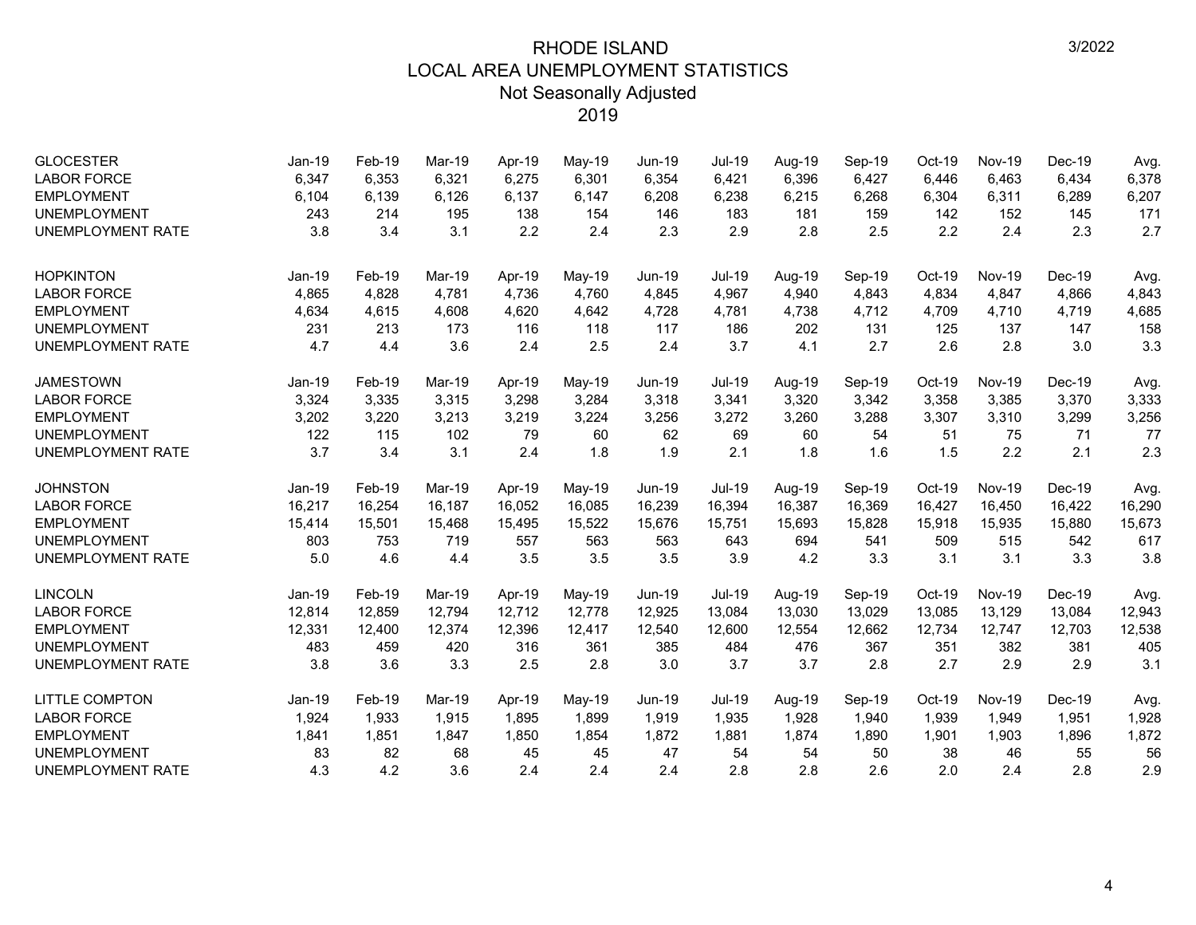# RHODE ISLAND
## LOCAL AREA UNEMPLOYMENT STATISTICS
### Not Seasonally Adjusted
### 2019

3/2022

| GLOCESTER | Jan-19 | Feb-19 | Mar-19 | Apr-19 | May-19 | Jun-19 | Jul-19 | Aug-19 | Sep-19 | Oct-19 | Nov-19 | Dec-19 | Avg. |
|---|---|---|---|---|---|---|---|---|---|---|---|---|---|
| LABOR FORCE | 6,347 | 6,353 | 6,321 | 6,275 | 6,301 | 6,354 | 6,421 | 6,396 | 6,427 | 6,446 | 6,463 | 6,434 | 6,378 |
| EMPLOYMENT | 6,104 | 6,139 | 6,126 | 6,137 | 6,147 | 6,208 | 6,238 | 6,215 | 6,268 | 6,304 | 6,311 | 6,289 | 6,207 |
| UNEMPLOYMENT | 243 | 214 | 195 | 138 | 154 | 146 | 183 | 181 | 159 | 142 | 152 | 145 | 171 |
| UNEMPLOYMENT RATE | 3.8 | 3.4 | 3.1 | 2.2 | 2.4 | 2.3 | 2.9 | 2.8 | 2.5 | 2.2 | 2.4 | 2.3 | 2.7 |

| HOPKINTON | Jan-19 | Feb-19 | Mar-19 | Apr-19 | May-19 | Jun-19 | Jul-19 | Aug-19 | Sep-19 | Oct-19 | Nov-19 | Dec-19 | Avg. |
|---|---|---|---|---|---|---|---|---|---|---|---|---|---|
| LABOR FORCE | 4,865 | 4,828 | 4,781 | 4,736 | 4,760 | 4,845 | 4,967 | 4,940 | 4,843 | 4,834 | 4,847 | 4,866 | 4,843 |
| EMPLOYMENT | 4,634 | 4,615 | 4,608 | 4,620 | 4,642 | 4,728 | 4,781 | 4,738 | 4,712 | 4,709 | 4,710 | 4,719 | 4,685 |
| UNEMPLOYMENT | 231 | 213 | 173 | 116 | 118 | 117 | 186 | 202 | 131 | 125 | 137 | 147 | 158 |
| UNEMPLOYMENT RATE | 4.7 | 4.4 | 3.6 | 2.4 | 2.5 | 2.4 | 3.7 | 4.1 | 2.7 | 2.6 | 2.8 | 3.0 | 3.3 |

| JAMESTOWN | Jan-19 | Feb-19 | Mar-19 | Apr-19 | May-19 | Jun-19 | Jul-19 | Aug-19 | Sep-19 | Oct-19 | Nov-19 | Dec-19 | Avg. |
|---|---|---|---|---|---|---|---|---|---|---|---|---|---|
| LABOR FORCE | 3,324 | 3,335 | 3,315 | 3,298 | 3,284 | 3,318 | 3,341 | 3,320 | 3,342 | 3,358 | 3,385 | 3,370 | 3,333 |
| EMPLOYMENT | 3,202 | 3,220 | 3,213 | 3,219 | 3,224 | 3,256 | 3,272 | 3,260 | 3,288 | 3,307 | 3,310 | 3,299 | 3,256 |
| UNEMPLOYMENT | 122 | 115 | 102 | 79 | 60 | 62 | 69 | 60 | 54 | 51 | 75 | 71 | 77 |
| UNEMPLOYMENT RATE | 3.7 | 3.4 | 3.1 | 2.4 | 1.8 | 1.9 | 2.1 | 1.8 | 1.6 | 1.5 | 2.2 | 2.1 | 2.3 |

| JOHNSTON | Jan-19 | Feb-19 | Mar-19 | Apr-19 | May-19 | Jun-19 | Jul-19 | Aug-19 | Sep-19 | Oct-19 | Nov-19 | Dec-19 | Avg. |
|---|---|---|---|---|---|---|---|---|---|---|---|---|---|
| LABOR FORCE | 16,217 | 16,254 | 16,187 | 16,052 | 16,085 | 16,239 | 16,394 | 16,387 | 16,369 | 16,427 | 16,450 | 16,422 | 16,290 |
| EMPLOYMENT | 15,414 | 15,501 | 15,468 | 15,495 | 15,522 | 15,676 | 15,751 | 15,693 | 15,828 | 15,918 | 15,935 | 15,880 | 15,673 |
| UNEMPLOYMENT | 803 | 753 | 719 | 557 | 563 | 563 | 643 | 694 | 541 | 509 | 515 | 542 | 617 |
| UNEMPLOYMENT RATE | 5.0 | 4.6 | 4.4 | 3.5 | 3.5 | 3.5 | 3.9 | 4.2 | 3.3 | 3.1 | 3.1 | 3.3 | 3.8 |

| LINCOLN | Jan-19 | Feb-19 | Mar-19 | Apr-19 | May-19 | Jun-19 | Jul-19 | Aug-19 | Sep-19 | Oct-19 | Nov-19 | Dec-19 | Avg. |
|---|---|---|---|---|---|---|---|---|---|---|---|---|---|
| LABOR FORCE | 12,814 | 12,859 | 12,794 | 12,712 | 12,778 | 12,925 | 13,084 | 13,030 | 13,029 | 13,085 | 13,129 | 13,084 | 12,943 |
| EMPLOYMENT | 12,331 | 12,400 | 12,374 | 12,396 | 12,417 | 12,540 | 12,600 | 12,554 | 12,662 | 12,734 | 12,747 | 12,703 | 12,538 |
| UNEMPLOYMENT | 483 | 459 | 420 | 316 | 361 | 385 | 484 | 476 | 367 | 351 | 382 | 381 | 405 |
| UNEMPLOYMENT RATE | 3.8 | 3.6 | 3.3 | 2.5 | 2.8 | 3.0 | 3.7 | 3.7 | 2.8 | 2.7 | 2.9 | 2.9 | 3.1 |

| LITTLE COMPTON | Jan-19 | Feb-19 | Mar-19 | Apr-19 | May-19 | Jun-19 | Jul-19 | Aug-19 | Sep-19 | Oct-19 | Nov-19 | Dec-19 | Avg. |
|---|---|---|---|---|---|---|---|---|---|---|---|---|---|
| LABOR FORCE | 1,924 | 1,933 | 1,915 | 1,895 | 1,899 | 1,919 | 1,935 | 1,928 | 1,940 | 1,939 | 1,949 | 1,951 | 1,928 |
| EMPLOYMENT | 1,841 | 1,851 | 1,847 | 1,850 | 1,854 | 1,872 | 1,881 | 1,874 | 1,890 | 1,901 | 1,903 | 1,896 | 1,872 |
| UNEMPLOYMENT | 83 | 82 | 68 | 45 | 45 | 47 | 54 | 54 | 50 | 38 | 46 | 55 | 56 |
| UNEMPLOYMENT RATE | 4.3 | 4.2 | 3.6 | 2.4 | 2.4 | 2.4 | 2.8 | 2.8 | 2.6 | 2.0 | 2.4 | 2.8 | 2.9 |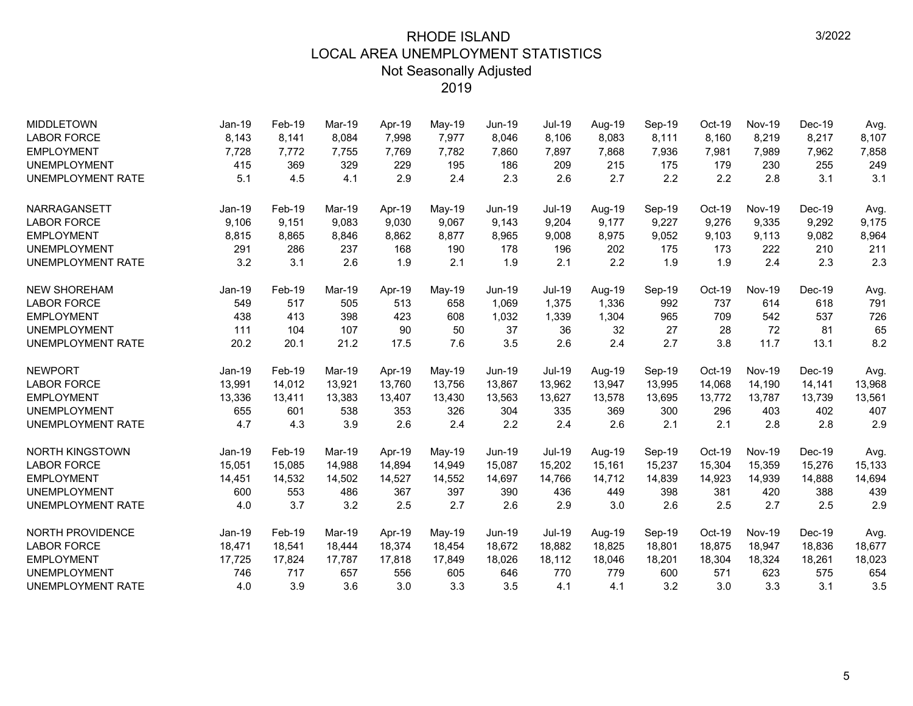# RHODE ISLAND
## LOCAL AREA UNEMPLOYMENT STATISTICS
### Not Seasonally Adjusted
### 2019

3/2022

| MIDDLETOWN | Jan-19 | Feb-19 | Mar-19 | Apr-19 | May-19 | Jun-19 | Jul-19 | Aug-19 | Sep-19 | Oct-19 | Nov-19 | Dec-19 | Avg. |
|---|---|---|---|---|---|---|---|---|---|---|---|---|---|
| LABOR FORCE | 8,143 | 8,141 | 8,084 | 7,998 | 7,977 | 8,046 | 8,106 | 8,083 | 8,111 | 8,160 | 8,219 | 8,217 | 8,107 |
| EMPLOYMENT | 7,728 | 7,772 | 7,755 | 7,769 | 7,782 | 7,860 | 7,897 | 7,868 | 7,936 | 7,981 | 7,989 | 7,962 | 7,858 |
| UNEMPLOYMENT | 415 | 369 | 329 | 229 | 195 | 186 | 209 | 215 | 175 | 179 | 230 | 255 | 249 |
| UNEMPLOYMENT RATE | 5.1 | 4.5 | 4.1 | 2.9 | 2.4 | 2.3 | 2.6 | 2.7 | 2.2 | 2.2 | 2.8 | 3.1 | 3.1 |

| NARRAGANSETT | Jan-19 | Feb-19 | Mar-19 | Apr-19 | May-19 | Jun-19 | Jul-19 | Aug-19 | Sep-19 | Oct-19 | Nov-19 | Dec-19 | Avg. |
|---|---|---|---|---|---|---|---|---|---|---|---|---|---|
| LABOR FORCE | 9,106 | 9,151 | 9,083 | 9,030 | 9,067 | 9,143 | 9,204 | 9,177 | 9,227 | 9,276 | 9,335 | 9,292 | 9,175 |
| EMPLOYMENT | 8,815 | 8,865 | 8,846 | 8,862 | 8,877 | 8,965 | 9,008 | 8,975 | 9,052 | 9,103 | 9,113 | 9,082 | 8,964 |
| UNEMPLOYMENT | 291 | 286 | 237 | 168 | 190 | 178 | 196 | 202 | 175 | 173 | 222 | 210 | 211 |
| UNEMPLOYMENT RATE | 3.2 | 3.1 | 2.6 | 1.9 | 2.1 | 1.9 | 2.1 | 2.2 | 1.9 | 1.9 | 2.4 | 2.3 | 2.3 |

| NEW SHOREHAM | Jan-19 | Feb-19 | Mar-19 | Apr-19 | May-19 | Jun-19 | Jul-19 | Aug-19 | Sep-19 | Oct-19 | Nov-19 | Dec-19 | Avg. |
|---|---|---|---|---|---|---|---|---|---|---|---|---|---|
| LABOR FORCE | 549 | 517 | 505 | 513 | 658 | 1,069 | 1,375 | 1,336 | 992 | 737 | 614 | 618 | 791 |
| EMPLOYMENT | 438 | 413 | 398 | 423 | 608 | 1,032 | 1,339 | 1,304 | 965 | 709 | 542 | 537 | 726 |
| UNEMPLOYMENT | 111 | 104 | 107 | 90 | 50 | 37 | 36 | 32 | 27 | 28 | 72 | 81 | 65 |
| UNEMPLOYMENT RATE | 20.2 | 20.1 | 21.2 | 17.5 | 7.6 | 3.5 | 2.6 | 2.4 | 2.7 | 3.8 | 11.7 | 13.1 | 8.2 |

| NEWPORT | Jan-19 | Feb-19 | Mar-19 | Apr-19 | May-19 | Jun-19 | Jul-19 | Aug-19 | Sep-19 | Oct-19 | Nov-19 | Dec-19 | Avg. |
|---|---|---|---|---|---|---|---|---|---|---|---|---|---|
| LABOR FORCE | 13,991 | 14,012 | 13,921 | 13,760 | 13,756 | 13,867 | 13,962 | 13,947 | 13,995 | 14,068 | 14,190 | 14,141 | 13,968 |
| EMPLOYMENT | 13,336 | 13,411 | 13,383 | 13,407 | 13,430 | 13,563 | 13,627 | 13,578 | 13,695 | 13,772 | 13,787 | 13,739 | 13,561 |
| UNEMPLOYMENT | 655 | 601 | 538 | 353 | 326 | 304 | 335 | 369 | 300 | 296 | 403 | 402 | 407 |
| UNEMPLOYMENT RATE | 4.7 | 4.3 | 3.9 | 2.6 | 2.4 | 2.2 | 2.4 | 2.6 | 2.1 | 2.1 | 2.8 | 2.8 | 2.9 |

| NORTH KINGSTOWN | Jan-19 | Feb-19 | Mar-19 | Apr-19 | May-19 | Jun-19 | Jul-19 | Aug-19 | Sep-19 | Oct-19 | Nov-19 | Dec-19 | Avg. |
|---|---|---|---|---|---|---|---|---|---|---|---|---|---|
| LABOR FORCE | 15,051 | 15,085 | 14,988 | 14,894 | 14,949 | 15,087 | 15,202 | 15,161 | 15,237 | 15,304 | 15,359 | 15,276 | 15,133 |
| EMPLOYMENT | 14,451 | 14,532 | 14,502 | 14,527 | 14,552 | 14,697 | 14,766 | 14,712 | 14,839 | 14,923 | 14,939 | 14,888 | 14,694 |
| UNEMPLOYMENT | 600 | 553 | 486 | 367 | 397 | 390 | 436 | 449 | 398 | 381 | 420 | 388 | 439 |
| UNEMPLOYMENT RATE | 4.0 | 3.7 | 3.2 | 2.5 | 2.7 | 2.6 | 2.9 | 3.0 | 2.6 | 2.5 | 2.7 | 2.5 | 2.9 |

| NORTH PROVIDENCE | Jan-19 | Feb-19 | Mar-19 | Apr-19 | May-19 | Jun-19 | Jul-19 | Aug-19 | Sep-19 | Oct-19 | Nov-19 | Dec-19 | Avg. |
|---|---|---|---|---|---|---|---|---|---|---|---|---|---|
| LABOR FORCE | 18,471 | 18,541 | 18,444 | 18,374 | 18,454 | 18,672 | 18,882 | 18,825 | 18,801 | 18,875 | 18,947 | 18,836 | 18,677 |
| EMPLOYMENT | 17,725 | 17,824 | 17,787 | 17,818 | 17,849 | 18,026 | 18,112 | 18,046 | 18,201 | 18,304 | 18,324 | 18,261 | 18,023 |
| UNEMPLOYMENT | 746 | 717 | 657 | 556 | 605 | 646 | 770 | 779 | 600 | 571 | 623 | 575 | 654 |
| UNEMPLOYMENT RATE | 4.0 | 3.9 | 3.6 | 3.0 | 3.3 | 3.5 | 4.1 | 4.1 | 3.2 | 3.0 | 3.3 | 3.1 | 3.5 |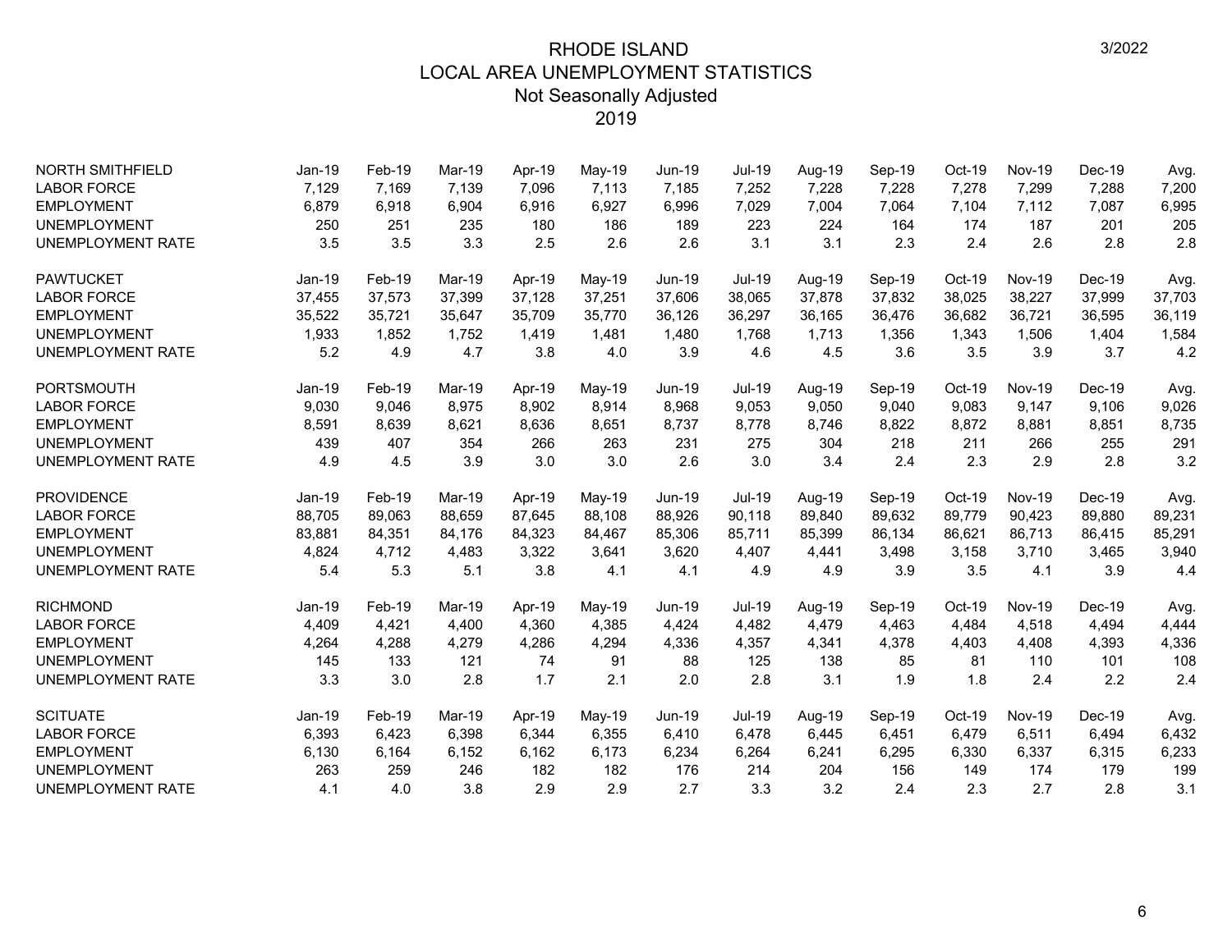# RHODE ISLAND
## LOCAL AREA UNEMPLOYMENT STATISTICS
### Not Seasonally Adjusted
### 2019

3/2022

| NORTH SMITHFIELD | Jan-19 | Feb-19 | Mar-19 | Apr-19 | May-19 | Jun-19 | Jul-19 | Aug-19 | Sep-19 | Oct-19 | Nov-19 | Dec-19 | Avg. |
|---|---|---|---|---|---|---|---|---|---|---|---|---|---|
| LABOR FORCE | 7,129 | 7,169 | 7,139 | 7,096 | 7,113 | 7,185 | 7,252 | 7,228 | 7,228 | 7,278 | 7,299 | 7,288 | 7,200 |
| EMPLOYMENT | 6,879 | 6,918 | 6,904 | 6,916 | 6,927 | 6,996 | 7,029 | 7,004 | 7,064 | 7,104 | 7,112 | 7,087 | 6,995 |
| UNEMPLOYMENT | 250 | 251 | 235 | 180 | 186 | 189 | 223 | 224 | 164 | 174 | 187 | 201 | 205 |
| UNEMPLOYMENT RATE | 3.5 | 3.5 | 3.3 | 2.5 | 2.6 | 2.6 | 3.1 | 3.1 | 2.3 | 2.4 | 2.6 | 2.8 | 2.8 |

| PAWTUCKET | Jan-19 | Feb-19 | Mar-19 | Apr-19 | May-19 | Jun-19 | Jul-19 | Aug-19 | Sep-19 | Oct-19 | Nov-19 | Dec-19 | Avg. |
|---|---|---|---|---|---|---|---|---|---|---|---|---|---|
| LABOR FORCE | 37,455 | 37,573 | 37,399 | 37,128 | 37,251 | 37,606 | 38,065 | 37,878 | 37,832 | 38,025 | 38,227 | 37,999 | 37,703 |
| EMPLOYMENT | 35,522 | 35,721 | 35,647 | 35,709 | 35,770 | 36,126 | 36,297 | 36,165 | 36,476 | 36,682 | 36,721 | 36,595 | 36,119 |
| UNEMPLOYMENT | 1,933 | 1,852 | 1,752 | 1,419 | 1,481 | 1,480 | 1,768 | 1,713 | 1,356 | 1,343 | 1,506 | 1,404 | 1,584 |
| UNEMPLOYMENT RATE | 5.2 | 4.9 | 4.7 | 3.8 | 4.0 | 3.9 | 4.6 | 4.5 | 3.6 | 3.5 | 3.9 | 3.7 | 4.2 |

| PORTSMOUTH | Jan-19 | Feb-19 | Mar-19 | Apr-19 | May-19 | Jun-19 | Jul-19 | Aug-19 | Sep-19 | Oct-19 | Nov-19 | Dec-19 | Avg. |
|---|---|---|---|---|---|---|---|---|---|---|---|---|---|
| LABOR FORCE | 9,030 | 9,046 | 8,975 | 8,902 | 8,914 | 8,968 | 9,053 | 9,050 | 9,040 | 9,083 | 9,147 | 9,106 | 9,026 |
| EMPLOYMENT | 8,591 | 8,639 | 8,621 | 8,636 | 8,651 | 8,737 | 8,778 | 8,746 | 8,822 | 8,872 | 8,881 | 8,851 | 8,735 |
| UNEMPLOYMENT | 439 | 407 | 354 | 266 | 263 | 231 | 275 | 304 | 218 | 211 | 266 | 255 | 291 |
| UNEMPLOYMENT RATE | 4.9 | 4.5 | 3.9 | 3.0 | 3.0 | 2.6 | 3.0 | 3.4 | 2.4 | 2.3 | 2.9 | 2.8 | 3.2 |

| PROVIDENCE | Jan-19 | Feb-19 | Mar-19 | Apr-19 | May-19 | Jun-19 | Jul-19 | Aug-19 | Sep-19 | Oct-19 | Nov-19 | Dec-19 | Avg. |
|---|---|---|---|---|---|---|---|---|---|---|---|---|---|
| LABOR FORCE | 88,705 | 89,063 | 88,659 | 87,645 | 88,108 | 88,926 | 90,118 | 89,840 | 89,632 | 89,779 | 90,423 | 89,880 | 89,231 |
| EMPLOYMENT | 83,881 | 84,351 | 84,176 | 84,323 | 84,467 | 85,306 | 85,711 | 85,399 | 86,134 | 86,621 | 86,713 | 86,415 | 85,291 |
| UNEMPLOYMENT | 4,824 | 4,712 | 4,483 | 3,322 | 3,641 | 3,620 | 4,407 | 4,441 | 3,498 | 3,158 | 3,710 | 3,465 | 3,940 |
| UNEMPLOYMENT RATE | 5.4 | 5.3 | 5.1 | 3.8 | 4.1 | 4.1 | 4.9 | 4.9 | 3.9 | 3.5 | 4.1 | 3.9 | 4.4 |

| RICHMOND | Jan-19 | Feb-19 | Mar-19 | Apr-19 | May-19 | Jun-19 | Jul-19 | Aug-19 | Sep-19 | Oct-19 | Nov-19 | Dec-19 | Avg. |
|---|---|---|---|---|---|---|---|---|---|---|---|---|---|
| LABOR FORCE | 4,409 | 4,421 | 4,400 | 4,360 | 4,385 | 4,424 | 4,482 | 4,479 | 4,463 | 4,484 | 4,518 | 4,494 | 4,444 |
| EMPLOYMENT | 4,264 | 4,288 | 4,279 | 4,286 | 4,294 | 4,336 | 4,357 | 4,341 | 4,378 | 4,403 | 4,408 | 4,393 | 4,336 |
| UNEMPLOYMENT | 145 | 133 | 121 | 74 | 91 | 88 | 125 | 138 | 85 | 81 | 110 | 101 | 108 |
| UNEMPLOYMENT RATE | 3.3 | 3.0 | 2.8 | 1.7 | 2.1 | 2.0 | 2.8 | 3.1 | 1.9 | 1.8 | 2.4 | 2.2 | 2.4 |

| SCITUATE | Jan-19 | Feb-19 | Mar-19 | Apr-19 | May-19 | Jun-19 | Jul-19 | Aug-19 | Sep-19 | Oct-19 | Nov-19 | Dec-19 | Avg. |
|---|---|---|---|---|---|---|---|---|---|---|---|---|---|
| LABOR FORCE | 6,393 | 6,423 | 6,398 | 6,344 | 6,355 | 6,410 | 6,478 | 6,445 | 6,451 | 6,479 | 6,511 | 6,494 | 6,432 |
| EMPLOYMENT | 6,130 | 6,164 | 6,152 | 6,162 | 6,173 | 6,234 | 6,264 | 6,241 | 6,295 | 6,330 | 6,337 | 6,315 | 6,233 |
| UNEMPLOYMENT | 263 | 259 | 246 | 182 | 182 | 176 | 214 | 204 | 156 | 149 | 174 | 179 | 199 |
| UNEMPLOYMENT RATE | 4.1 | 4.0 | 3.8 | 2.9 | 2.9 | 2.7 | 3.3 | 3.2 | 2.4 | 2.3 | 2.7 | 2.8 | 3.1 |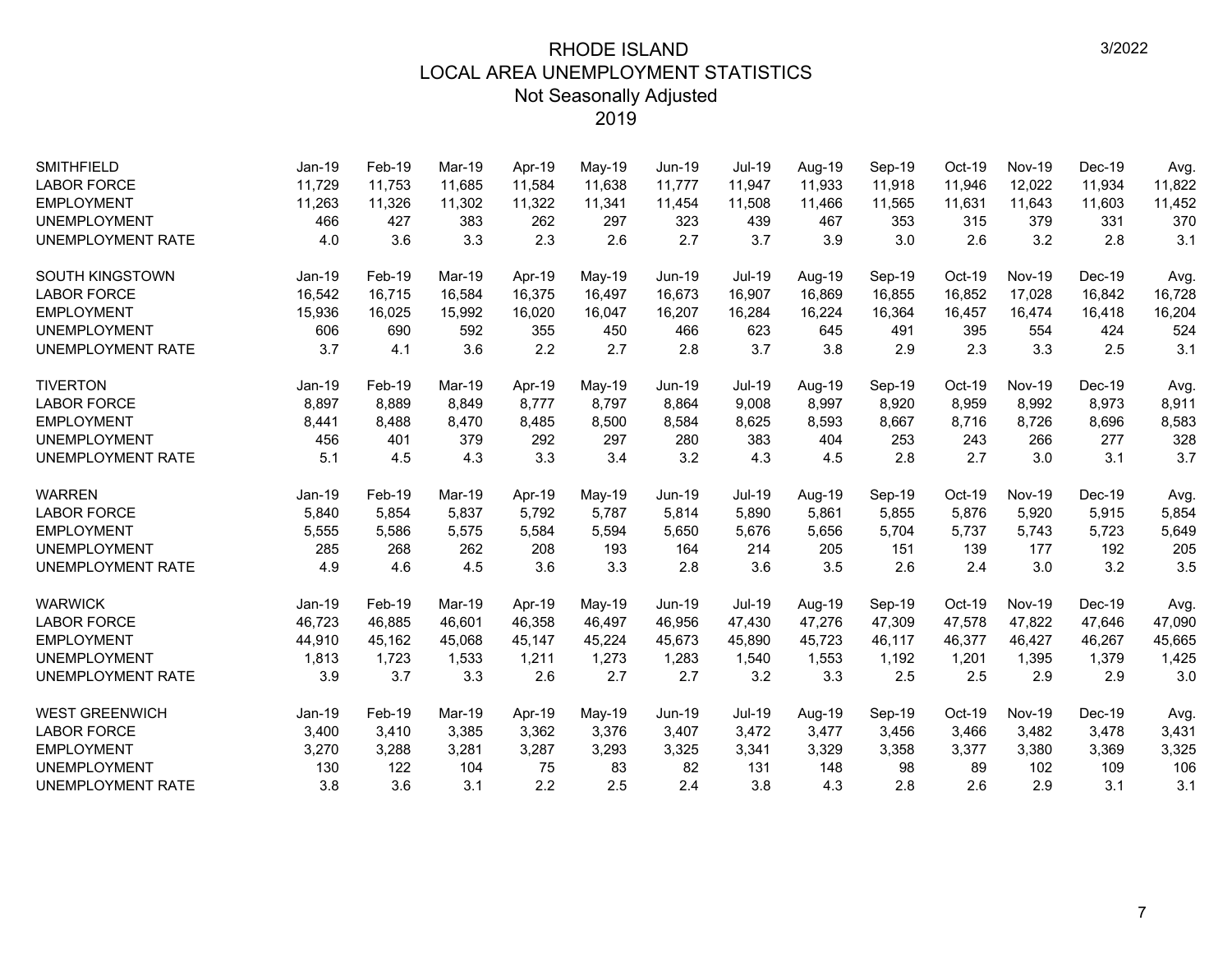# RHODE ISLAND
## LOCAL AREA UNEMPLOYMENT STATISTICS
### Not Seasonally Adjusted
### 2019

3/2022

| SMITHFIELD | Jan-19 | Feb-19 | Mar-19 | Apr-19 | May-19 | Jun-19 | Jul-19 | Aug-19 | Sep-19 | Oct-19 | Nov-19 | Dec-19 | Avg. |
|---|---|---|---|---|---|---|---|---|---|---|---|---|---|
| LABOR FORCE | 11,729 | 11,753 | 11,685 | 11,584 | 11,638 | 11,777 | 11,947 | 11,933 | 11,918 | 11,946 | 12,022 | 11,934 | 11,822 |
| EMPLOYMENT | 11,263 | 11,326 | 11,302 | 11,322 | 11,341 | 11,454 | 11,508 | 11,466 | 11,565 | 11,631 | 11,643 | 11,603 | 11,452 |
| UNEMPLOYMENT | 466 | 427 | 383 | 262 | 297 | 323 | 439 | 467 | 353 | 315 | 379 | 331 | 370 |
| UNEMPLOYMENT RATE | 4.0 | 3.6 | 3.3 | 2.3 | 2.6 | 2.7 | 3.7 | 3.9 | 3.0 | 2.6 | 3.2 | 2.8 | 3.1 |

| SOUTH KINGSTOWN | Jan-19 | Feb-19 | Mar-19 | Apr-19 | May-19 | Jun-19 | Jul-19 | Aug-19 | Sep-19 | Oct-19 | Nov-19 | Dec-19 | Avg. |
|---|---|---|---|---|---|---|---|---|---|---|---|---|---|
| LABOR FORCE | 16,542 | 16,715 | 16,584 | 16,375 | 16,497 | 16,673 | 16,907 | 16,869 | 16,855 | 16,852 | 17,028 | 16,842 | 16,728 |
| EMPLOYMENT | 15,936 | 16,025 | 15,992 | 16,020 | 16,047 | 16,207 | 16,284 | 16,224 | 16,364 | 16,457 | 16,474 | 16,418 | 16,204 |
| UNEMPLOYMENT | 606 | 690 | 592 | 355 | 450 | 466 | 623 | 645 | 491 | 395 | 554 | 424 | 524 |
| UNEMPLOYMENT RATE | 3.7 | 4.1 | 3.6 | 2.2 | 2.7 | 2.8 | 3.7 | 3.8 | 2.9 | 2.3 | 3.3 | 2.5 | 3.1 |

| TIVERTON | Jan-19 | Feb-19 | Mar-19 | Apr-19 | May-19 | Jun-19 | Jul-19 | Aug-19 | Sep-19 | Oct-19 | Nov-19 | Dec-19 | Avg. |
|---|---|---|---|---|---|---|---|---|---|---|---|---|---|
| LABOR FORCE | 8,897 | 8,889 | 8,849 | 8,777 | 8,797 | 8,864 | 9,008 | 8,997 | 8,920 | 8,959 | 8,992 | 8,973 | 8,911 |
| EMPLOYMENT | 8,441 | 8,488 | 8,470 | 8,485 | 8,500 | 8,584 | 8,625 | 8,593 | 8,667 | 8,716 | 8,726 | 8,696 | 8,583 |
| UNEMPLOYMENT | 456 | 401 | 379 | 292 | 297 | 280 | 383 | 404 | 253 | 243 | 266 | 277 | 328 |
| UNEMPLOYMENT RATE | 5.1 | 4.5 | 4.3 | 3.3 | 3.4 | 3.2 | 4.3 | 4.5 | 2.8 | 2.7 | 3.0 | 3.1 | 3.7 |

| WARREN | Jan-19 | Feb-19 | Mar-19 | Apr-19 | May-19 | Jun-19 | Jul-19 | Aug-19 | Sep-19 | Oct-19 | Nov-19 | Dec-19 | Avg. |
|---|---|---|---|---|---|---|---|---|---|---|---|---|---|
| LABOR FORCE | 5,840 | 5,854 | 5,837 | 5,792 | 5,787 | 5,814 | 5,890 | 5,861 | 5,855 | 5,876 | 5,920 | 5,915 | 5,854 |
| EMPLOYMENT | 5,555 | 5,586 | 5,575 | 5,584 | 5,594 | 5,650 | 5,676 | 5,656 | 5,704 | 5,737 | 5,743 | 5,723 | 5,649 |
| UNEMPLOYMENT | 285 | 268 | 262 | 208 | 193 | 164 | 214 | 205 | 151 | 139 | 177 | 192 | 205 |
| UNEMPLOYMENT RATE | 4.9 | 4.6 | 4.5 | 3.6 | 3.3 | 2.8 | 3.6 | 3.5 | 2.6 | 2.4 | 3.0 | 3.2 | 3.5 |

| WARWICK | Jan-19 | Feb-19 | Mar-19 | Apr-19 | May-19 | Jun-19 | Jul-19 | Aug-19 | Sep-19 | Oct-19 | Nov-19 | Dec-19 | Avg. |
|---|---|---|---|---|---|---|---|---|---|---|---|---|---|
| LABOR FORCE | 46,723 | 46,885 | 46,601 | 46,358 | 46,497 | 46,956 | 47,430 | 47,276 | 47,309 | 47,578 | 47,822 | 47,646 | 47,090 |
| EMPLOYMENT | 44,910 | 45,162 | 45,068 | 45,147 | 45,224 | 45,673 | 45,890 | 45,723 | 46,117 | 46,377 | 46,427 | 46,267 | 45,665 |
| UNEMPLOYMENT | 1,813 | 1,723 | 1,533 | 1,211 | 1,273 | 1,283 | 1,540 | 1,553 | 1,192 | 1,201 | 1,395 | 1,379 | 1,425 |
| UNEMPLOYMENT RATE | 3.9 | 3.7 | 3.3 | 2.6 | 2.7 | 2.7 | 3.2 | 3.3 | 2.5 | 2.5 | 2.9 | 2.9 | 3.0 |

| WEST GREENWICH | Jan-19 | Feb-19 | Mar-19 | Apr-19 | May-19 | Jun-19 | Jul-19 | Aug-19 | Sep-19 | Oct-19 | Nov-19 | Dec-19 | Avg. |
|---|---|---|---|---|---|---|---|---|---|---|---|---|---|
| LABOR FORCE | 3,400 | 3,410 | 3,385 | 3,362 | 3,376 | 3,407 | 3,472 | 3,477 | 3,456 | 3,466 | 3,482 | 3,478 | 3,431 |
| EMPLOYMENT | 3,270 | 3,288 | 3,281 | 3,287 | 3,293 | 3,325 | 3,341 | 3,329 | 3,358 | 3,377 | 3,380 | 3,369 | 3,325 |
| UNEMPLOYMENT | 130 | 122 | 104 | 75 | 83 | 82 | 131 | 148 | 98 | 89 | 102 | 109 | 106 |
| UNEMPLOYMENT RATE | 3.8 | 3.6 | 3.1 | 2.2 | 2.5 | 2.4 | 3.8 | 4.3 | 2.8 | 2.6 | 2.9 | 3.1 | 3.1 |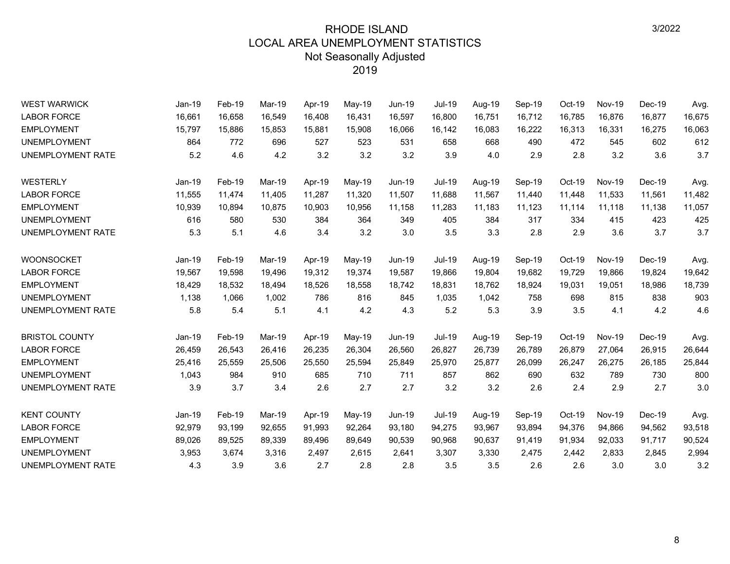# RHODE ISLAND
## LOCAL AREA UNEMPLOYMENT STATISTICS
### Not Seasonally Adjusted
### 2019

3/2022

| WEST WARWICK | Jan-19 | Feb-19 | Mar-19 | Apr-19 | May-19 | Jun-19 | Jul-19 | Aug-19 | Sep-19 | Oct-19 | Nov-19 | Dec-19 | Avg. |
|---|---|---|---|---|---|---|---|---|---|---|---|---|---|
| LABOR FORCE | 16,661 | 16,658 | 16,549 | 16,408 | 16,431 | 16,597 | 16,800 | 16,751 | 16,712 | 16,785 | 16,876 | 16,877 | 16,675 |
| EMPLOYMENT | 15,797 | 15,886 | 15,853 | 15,881 | 15,908 | 16,066 | 16,142 | 16,083 | 16,222 | 16,313 | 16,331 | 16,275 | 16,063 |
| UNEMPLOYMENT | 864 | 772 | 696 | 527 | 523 | 531 | 658 | 668 | 490 | 472 | 545 | 602 | 612 |
| UNEMPLOYMENT RATE | 5.2 | 4.6 | 4.2 | 3.2 | 3.2 | 3.2 | 3.9 | 4.0 | 2.9 | 2.8 | 3.2 | 3.6 | 3.7 |

| WESTERLY | Jan-19 | Feb-19 | Mar-19 | Apr-19 | May-19 | Jun-19 | Jul-19 | Aug-19 | Sep-19 | Oct-19 | Nov-19 | Dec-19 | Avg. |
|---|---|---|---|---|---|---|---|---|---|---|---|---|---|
| LABOR FORCE | 11,555 | 11,474 | 11,405 | 11,287 | 11,320 | 11,507 | 11,688 | 11,567 | 11,440 | 11,448 | 11,533 | 11,561 | 11,482 |
| EMPLOYMENT | 10,939 | 10,894 | 10,875 | 10,903 | 10,956 | 11,158 | 11,283 | 11,183 | 11,123 | 11,114 | 11,118 | 11,138 | 11,057 |
| UNEMPLOYMENT | 616 | 580 | 530 | 384 | 364 | 349 | 405 | 384 | 317 | 334 | 415 | 423 | 425 |
| UNEMPLOYMENT RATE | 5.3 | 5.1 | 4.6 | 3.4 | 3.2 | 3.0 | 3.5 | 3.3 | 2.8 | 2.9 | 3.6 | 3.7 | 3.7 |

| WOONSOCKET | Jan-19 | Feb-19 | Mar-19 | Apr-19 | May-19 | Jun-19 | Jul-19 | Aug-19 | Sep-19 | Oct-19 | Nov-19 | Dec-19 | Avg. |
|---|---|---|---|---|---|---|---|---|---|---|---|---|---|
| LABOR FORCE | 19,567 | 19,598 | 19,496 | 19,312 | 19,374 | 19,587 | 19,866 | 19,804 | 19,682 | 19,729 | 19,866 | 19,824 | 19,642 |
| EMPLOYMENT | 18,429 | 18,532 | 18,494 | 18,526 | 18,558 | 18,742 | 18,831 | 18,762 | 18,924 | 19,031 | 19,051 | 18,986 | 18,739 |
| UNEMPLOYMENT | 1,138 | 1,066 | 1,002 | 786 | 816 | 845 | 1,035 | 1,042 | 758 | 698 | 815 | 838 | 903 |
| UNEMPLOYMENT RATE | 5.8 | 5.4 | 5.1 | 4.1 | 4.2 | 4.3 | 5.2 | 5.3 | 3.9 | 3.5 | 4.1 | 4.2 | 4.6 |

| BRISTOL COUNTY | Jan-19 | Feb-19 | Mar-19 | Apr-19 | May-19 | Jun-19 | Jul-19 | Aug-19 | Sep-19 | Oct-19 | Nov-19 | Dec-19 | Avg. |
|---|---|---|---|---|---|---|---|---|---|---|---|---|---|
| LABOR FORCE | 26,459 | 26,543 | 26,416 | 26,235 | 26,304 | 26,560 | 26,827 | 26,739 | 26,789 | 26,879 | 27,064 | 26,915 | 26,644 |
| EMPLOYMENT | 25,416 | 25,559 | 25,506 | 25,550 | 25,594 | 25,849 | 25,970 | 25,877 | 26,099 | 26,247 | 26,275 | 26,185 | 25,844 |
| UNEMPLOYMENT | 1,043 | 984 | 910 | 685 | 710 | 711 | 857 | 862 | 690 | 632 | 789 | 730 | 800 |
| UNEMPLOYMENT RATE | 3.9 | 3.7 | 3.4 | 2.6 | 2.7 | 2.7 | 3.2 | 3.2 | 2.6 | 2.4 | 2.9 | 2.7 | 3.0 |

| KENT COUNTY | Jan-19 | Feb-19 | Mar-19 | Apr-19 | May-19 | Jun-19 | Jul-19 | Aug-19 | Sep-19 | Oct-19 | Nov-19 | Dec-19 | Avg. |
|---|---|---|---|---|---|---|---|---|---|---|---|---|---|
| LABOR FORCE | 92,979 | 93,199 | 92,655 | 91,993 | 92,264 | 93,180 | 94,275 | 93,967 | 93,894 | 94,376 | 94,866 | 94,562 | 93,518 |
| EMPLOYMENT | 89,026 | 89,525 | 89,339 | 89,496 | 89,649 | 90,539 | 90,968 | 90,637 | 91,419 | 91,934 | 92,033 | 91,717 | 90,524 |
| UNEMPLOYMENT | 3,953 | 3,674 | 3,316 | 2,497 | 2,615 | 2,641 | 3,307 | 3,330 | 2,475 | 2,442 | 2,833 | 2,845 | 2,994 |
| UNEMPLOYMENT RATE | 4.3 | 3.9 | 3.6 | 2.7 | 2.8 | 2.8 | 3.5 | 3.5 | 2.6 | 2.6 | 3.0 | 3.0 | 3.2 |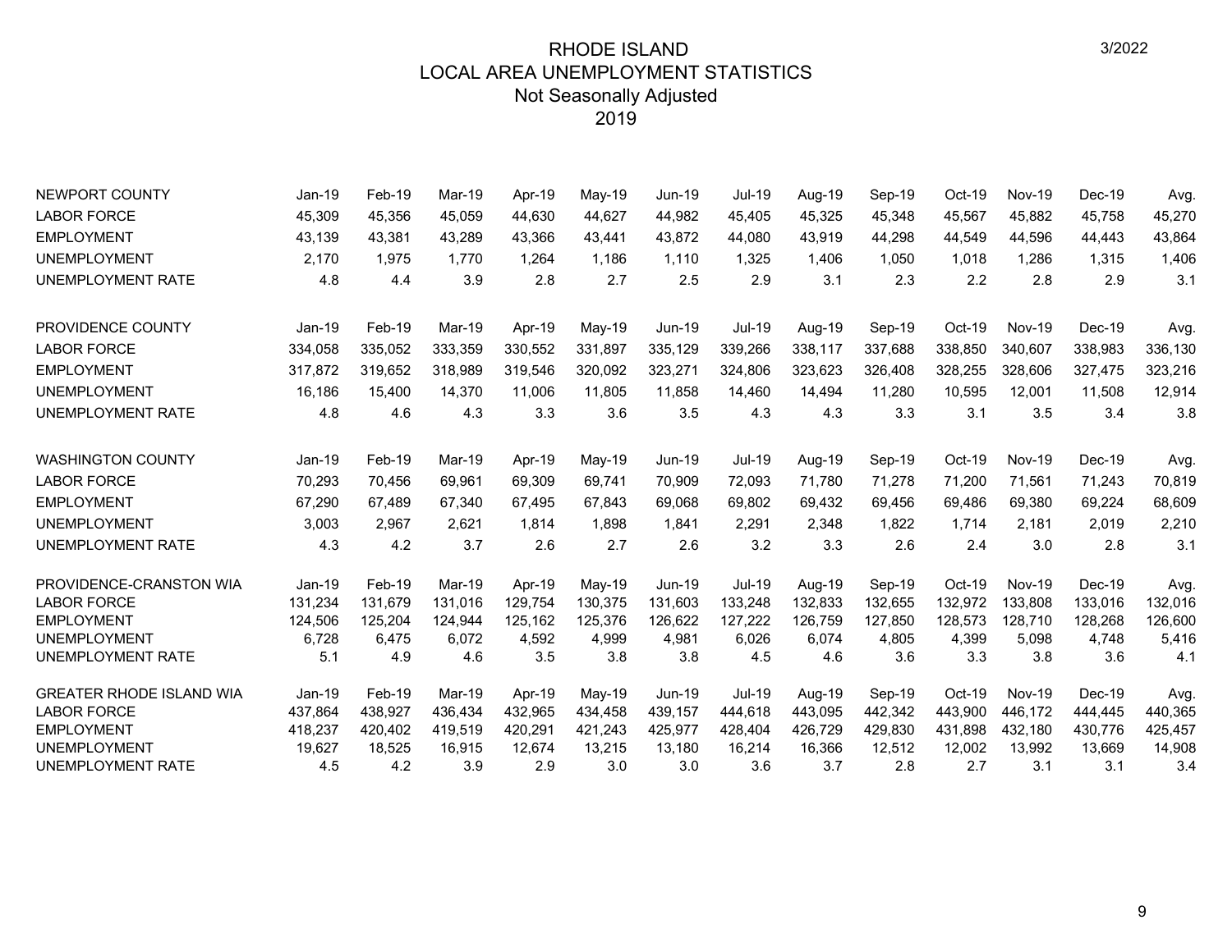# RHODE ISLAND
## LOCAL AREA UNEMPLOYMENT STATISTICS
### Not Seasonally Adjusted
### 2019

3/2022

| NEWPORT COUNTY | Jan-19 | Feb-19 | Mar-19 | Apr-19 | May-19 | Jun-19 | Jul-19 | Aug-19 | Sep-19 | Oct-19 | Nov-19 | Dec-19 | Avg. |
|---|---|---|---|---|---|---|---|---|---|---|---|---|---|
| LABOR FORCE | 45,309 | 45,356 | 45,059 | 44,630 | 44,627 | 44,982 | 45,405 | 45,325 | 45,348 | 45,567 | 45,882 | 45,758 | 45,270 |
| EMPLOYMENT | 43,139 | 43,381 | 43,289 | 43,366 | 43,441 | 43,872 | 44,080 | 43,919 | 44,298 | 44,549 | 44,596 | 44,443 | 43,864 |
| UNEMPLOYMENT | 2,170 | 1,975 | 1,770 | 1,264 | 1,186 | 1,110 | 1,325 | 1,406 | 1,050 | 1,018 | 1,286 | 1,315 | 1,406 |
| UNEMPLOYMENT RATE | 4.8 | 4.4 | 3.9 | 2.8 | 2.7 | 2.5 | 2.9 | 3.1 | 2.3 | 2.2 | 2.8 | 2.9 | 3.1 |

| PROVIDENCE COUNTY | Jan-19 | Feb-19 | Mar-19 | Apr-19 | May-19 | Jun-19 | Jul-19 | Aug-19 | Sep-19 | Oct-19 | Nov-19 | Dec-19 | Avg. |
|---|---|---|---|---|---|---|---|---|---|---|---|---|---|
| LABOR FORCE | 334,058 | 335,052 | 333,359 | 330,552 | 331,897 | 335,129 | 339,266 | 338,117 | 337,688 | 338,850 | 340,607 | 338,983 | 336,130 |
| EMPLOYMENT | 317,872 | 319,652 | 318,989 | 319,546 | 320,092 | 323,271 | 324,806 | 323,623 | 326,408 | 328,255 | 328,606 | 327,475 | 323,216 |
| UNEMPLOYMENT | 16,186 | 15,400 | 14,370 | 11,006 | 11,805 | 11,858 | 14,460 | 14,494 | 11,280 | 10,595 | 12,001 | 11,508 | 12,914 |
| UNEMPLOYMENT RATE | 4.8 | 4.6 | 4.3 | 3.3 | 3.6 | 3.5 | 4.3 | 4.3 | 3.3 | 3.1 | 3.5 | 3.4 | 3.8 |

| WASHINGTON COUNTY | Jan-19 | Feb-19 | Mar-19 | Apr-19 | May-19 | Jun-19 | Jul-19 | Aug-19 | Sep-19 | Oct-19 | Nov-19 | Dec-19 | Avg. |
|---|---|---|---|---|---|---|---|---|---|---|---|---|---|
| LABOR FORCE | 70,293 | 70,456 | 69,961 | 69,309 | 69,741 | 70,909 | 72,093 | 71,780 | 71,278 | 71,200 | 71,561 | 71,243 | 70,819 |
| EMPLOYMENT | 67,290 | 67,489 | 67,340 | 67,495 | 67,843 | 69,068 | 69,802 | 69,432 | 69,456 | 69,486 | 69,380 | 69,224 | 68,609 |
| UNEMPLOYMENT | 3,003 | 2,967 | 2,621 | 1,814 | 1,898 | 1,841 | 2,291 | 2,348 | 1,822 | 1,714 | 2,181 | 2,019 | 2,210 |
| UNEMPLOYMENT RATE | 4.3 | 4.2 | 3.7 | 2.6 | 2.7 | 2.6 | 3.2 | 3.3 | 2.6 | 2.4 | 3.0 | 2.8 | 3.1 |

| PROVIDENCE-CRANSTON WIA | Jan-19 | Feb-19 | Mar-19 | Apr-19 | May-19 | Jun-19 | Jul-19 | Aug-19 | Sep-19 | Oct-19 | Nov-19 | Dec-19 | Avg. |
|---|---|---|---|---|---|---|---|---|---|---|---|---|---|
| LABOR FORCE | 131,234 | 131,679 | 131,016 | 129,754 | 130,375 | 131,603 | 133,248 | 132,833 | 132,655 | 132,972 | 133,808 | 133,016 | 132,016 |
| EMPLOYMENT | 124,506 | 125,204 | 124,944 | 125,162 | 125,376 | 126,622 | 127,222 | 126,759 | 127,850 | 128,573 | 128,710 | 128,268 | 126,600 |
| UNEMPLOYMENT | 6,728 | 6,475 | 6,072 | 4,592 | 4,999 | 4,981 | 6,026 | 6,074 | 4,805 | 4,399 | 5,098 | 4,748 | 5,416 |
| UNEMPLOYMENT RATE | 5.1 | 4.9 | 4.6 | 3.5 | 3.8 | 3.8 | 4.5 | 4.6 | 3.6 | 3.3 | 3.8 | 3.6 | 4.1 |

| GREATER RHODE ISLAND WIA | Jan-19 | Feb-19 | Mar-19 | Apr-19 | May-19 | Jun-19 | Jul-19 | Aug-19 | Sep-19 | Oct-19 | Nov-19 | Dec-19 | Avg. |
|---|---|---|---|---|---|---|---|---|---|---|---|---|---|
| LABOR FORCE | 437,864 | 438,927 | 436,434 | 432,965 | 434,458 | 439,157 | 444,618 | 443,095 | 442,342 | 443,900 | 446,172 | 444,445 | 440,365 |
| EMPLOYMENT | 418,237 | 420,402 | 419,519 | 420,291 | 421,243 | 425,977 | 428,404 | 426,729 | 429,830 | 431,898 | 432,180 | 430,776 | 425,457 |
| UNEMPLOYMENT | 19,627 | 18,525 | 16,915 | 12,674 | 13,215 | 13,180 | 16,214 | 16,366 | 12,512 | 12,002 | 13,992 | 13,669 | 14,908 |
| UNEMPLOYMENT RATE | 4.5 | 4.2 | 3.9 | 2.9 | 3.0 | 3.0 | 3.6 | 3.7 | 2.8 | 2.7 | 3.1 | 3.1 | 3.4 |